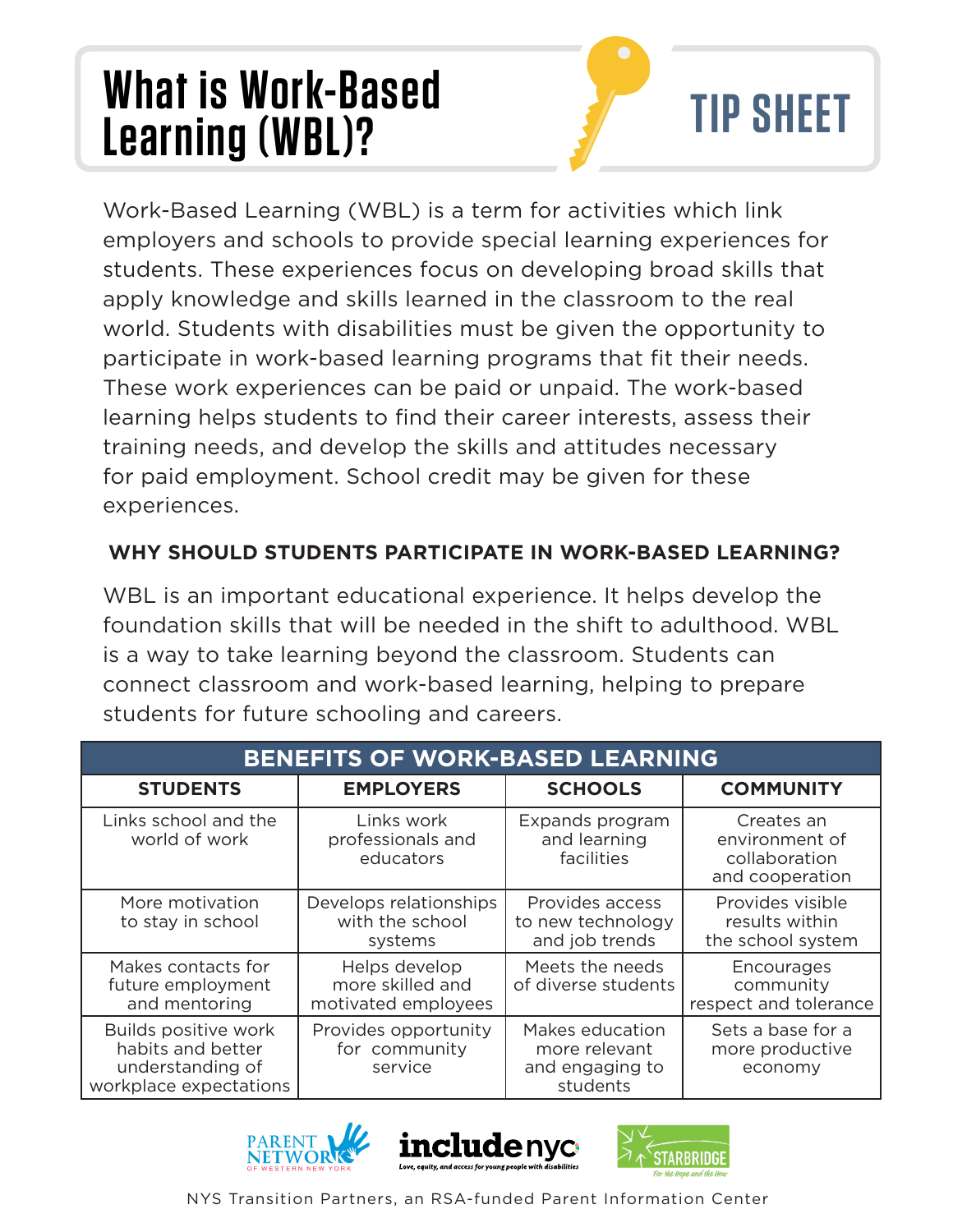# What is Work-Based Learning (WBL)?

**TIP SHEET**

Work-Based Learning (WBL) is a term for activities which link employers and schools to provide special learning experiences for students. These experiences focus on developing broad skills that apply knowledge and skills learned in the classroom to the real world. Students with disabilities must be given the opportunity to participate in work-based learning programs that fit their needs. These work experiences can be paid or unpaid. The work-based learning helps students to find their career interests, assess their training needs, and develop the skills and attitudes necessary for paid employment. School credit may be given for these experiences.

## WHY SHOULD STUDENTS PARTICIPATE IN WORK-BASED LEARNING?

WBL is an important educational experience. It helps develop the foundation skills that will be needed in the shift to adulthood. WBL is a way to take learning beyond the classroom. Students can connect classroom and work-based learning, helping to prepare students for future schooling and careers.

| BENEFITS OF WORK-BASED LEARNING | | | |
|---|---|---|---|
| **STUDENTS** | **EMPLOYERS** | **SCHOOLS** | **COMMUNITY** |
| Links school and the world of work | Links work professionals and educators | Expands program and learning facilities | Creates an environment of collaboration and cooperation |
| More motivation to stay in school | Develops relationships with the school systems | Provides access to new technology and job trends | Provides visible results within the school system |
| Makes contacts for future employment and mentoring | Helps develop more skilled and motivated employees | Meets the needs of diverse students | Encourages community respect and tolerance |
| Builds positive work habits and better understanding of workplace expectations | Provides opportunity for community service | Makes education more relevant and engaging to students | Sets a base for a more productive economy |

PARENT NETWORK OF WESTERN NEW YORK | includenyc — Love, equity, and access for young people with disabilities | STARBRIDGE — For the Hope and the How

NYS Transition Partners, an RSA-funded Parent Information Center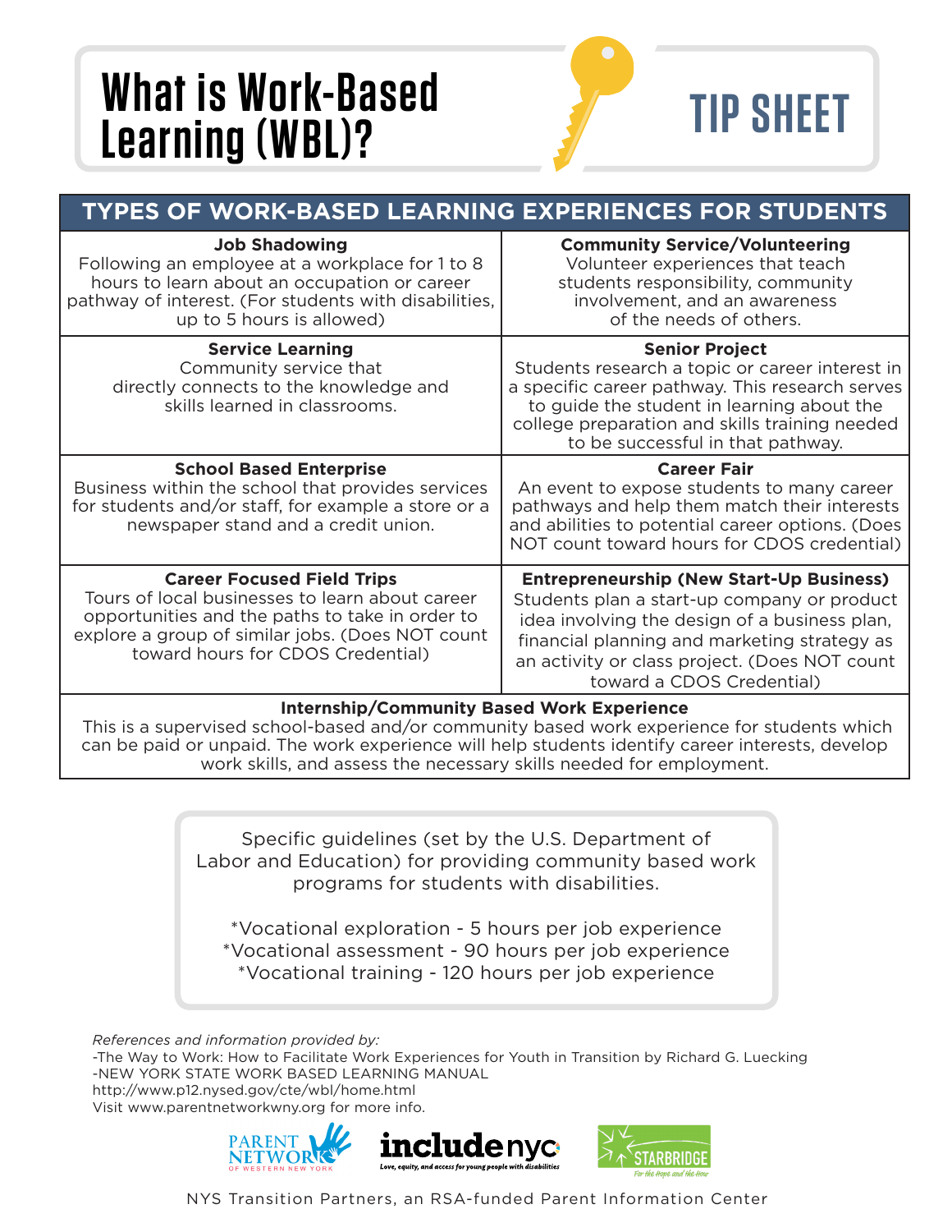# What is Work-Based Learning (WBL)?

## TIP SHEET

## TYPES OF WORK-BASED LEARNING EXPERIENCES FOR STUDENTS

| | |
|---|---|
| **Job Shadowing**<br>Following an employee at a workplace for 1 to 8 hours to learn about an occupation or career pathway of interest. (For students with disabilities, up to 5 hours is allowed) | **Community Service/Volunteering**<br>Volunteer experiences that teach students responsibility, community involvement, and an awareness of the needs of others. |
| **Service Learning**<br>Community service that directly connects to the knowledge and skills learned in classrooms. | **Senior Project**<br>Students research a topic or career interest in a specific career pathway. This research serves to guide the student in learning about the college preparation and skills training needed to be successful in that pathway. |
| **School Based Enterprise**<br>Business within the school that provides services for students and/or staff, for example a store or a newspaper stand and a credit union. | **Career Fair**<br>An event to expose students to many career pathways and help them match their interests and abilities to potential career options. (Does NOT count toward hours for CDOS credential) |
| **Career Focused Field Trips**<br>Tours of local businesses to learn about career opportunities and the paths to take in order to explore a group of similar jobs. (Does NOT count toward hours for CDOS Credential) | **Entrepreneurship (New Start-Up Business)**<br>Students plan a start-up company or product idea involving the design of a business plan, financial planning and marketing strategy as an activity or class project. (Does NOT count toward a CDOS Credential) |
| **Internship/Community Based Work Experience**<br>This is a supervised school-based and/or community based work experience for students which can be paid or unpaid. The work experience will help students identify career interests, develop work skills, and assess the necessary skills needed for employment. | |

Specific guidelines (set by the U.S. Department of Labor and Education) for providing community based work programs for students with disabilities.

*Vocational exploration - 5 hours per job experience
*Vocational assessment - 90 hours per job experience
*Vocational training - 120 hours per job experience

*References and information provided by:*
-The Way to Work: How to Facilitate Work Experiences for Youth in Transition by Richard G. Luecking
-NEW YORK STATE WORK BASED LEARNING MANUAL
http://www.p12.nysed.gov/cte/wbl/home.html
Visit www.parentnetworkwny.org for more info.

PARENT NETWORK OF WESTERN NEW YORK
includenyc — Love, equity, and access for young people with disabilities
STARBRIDGE — For the Hope and the How

NYS Transition Partners, an RSA-funded Parent Information Center